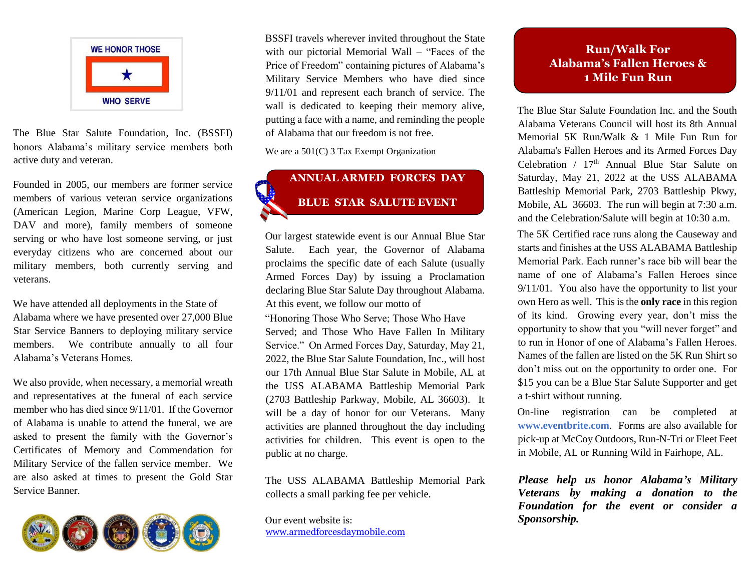WE HONOR THOSE WHO SERVE

The Blue Star Salute Foundation, Inc. (BSSFI) honors Alabama's military service members both active duty and veteran.

Founded in 2005, our members are former service members of various veteran service organizations (American Legion, Marine Corp League, VFW, DAV and more), family members of someone serving or who have lost someone serving, or just everyday citizens who are concerned about our military members, both currently serving and veterans.

We have attended all deployments in the State of Alabama where we have presented over 27,000 Blue Star Service Banners to deploying military service members. We contribute annually to all four Alabama's Veterans Homes.

We also provide, when necessary, a memorial wreath and representatives at the funeral of each service member who has died since 9/11/01. If the Governor of Alabama is unable to attend the funeral, we are asked to present the family with the Governor's Certificates of Memory and Commendation for Military Service of the fallen service member. We are also asked at times to present the Gold Star Service Banner.

BSSFI travels wherever invited throughout the State with our pictorial Memorial Wall – "Faces of the Price of Freedom" containing pictures of Alabama's Military Service Members who have died since 9/11/01 and represent each branch of service. The wall is dedicated to keeping their memory alive, putting a face with a name, and reminding the people of Alabama that our freedom is not free.

We are a 501(C) 3 Tax Exempt Organization

## ANNUAL ARMED FORCES DAY BLUE STAR SALUTE EVENT

Our largest statewide event is our Annual Blue Star Salute. Each year, the Governor of Alabama proclaims the specific date of each Salute (usually Armed Forces Day) by issuing a Proclamation declaring Blue Star Salute Day throughout Alabama. At this event, we follow our motto of "Honoring Those Who Serve; Those Who Have Served; and Those Who Have Fallen In Military Service." On Armed Forces Day, Saturday, May 21, 2022, the Blue Star Salute Foundation, Inc., will host our 17th Annual Blue Star Salute in Mobile, AL at the USS ALABAMA Battleship Memorial Park (2703 Battleship Parkway, Mobile, AL 36603). It will be a day of honor for our Veterans. Many activities are planned throughout the day including activities for children. This event is open to the public at no charge.

The USS ALABAMA Battleship Memorial Park collects a small parking fee per vehicle.

Our event website is:
www.armedforcesdaymobile.com

## Run/Walk For Alabama's Fallen Heroes & 1 Mile Fun Run

The Blue Star Salute Foundation Inc. and the South Alabama Veterans Council will host its 8th Annual Memorial 5K Run/Walk & 1 Mile Fun Run for Alabama's Fallen Heroes and its Armed Forces Day Celebration / 17th Annual Blue Star Salute on Saturday, May 21, 2022 at the USS ALABAMA Battleship Memorial Park, 2703 Battleship Pkwy, Mobile, AL 36603. The run will begin at 7:30 a.m. and the Celebration/Salute will begin at 10:30 a.m.

The 5K Certified race runs along the Causeway and starts and finishes at the USS ALABAMA Battleship Memorial Park. Each runner's race bib will bear the name of one of Alabama's Fallen Heroes since 9/11/01. You also have the opportunity to list your own Hero as well. This is the **only race** in this region of its kind. Growing every year, don't miss the opportunity to show that you "will never forget" and to run in Honor of one of Alabama's Fallen Heroes. Names of the fallen are listed on the 5K Run Shirt so don't miss out on the opportunity to order one. For $15 you can be a Blue Star Salute Supporter and get a t-shirt without running.

On-line registration can be completed at **www.eventbrite.com**. Forms are also available for pick-up at McCoy Outdoors, Run-N-Tri or Fleet Feet in Mobile, AL or Running Wild in Fairhope, AL.

***Please help us honor Alabama's Military Veterans by making a donation to the Foundation for the event or consider a Sponsorship.***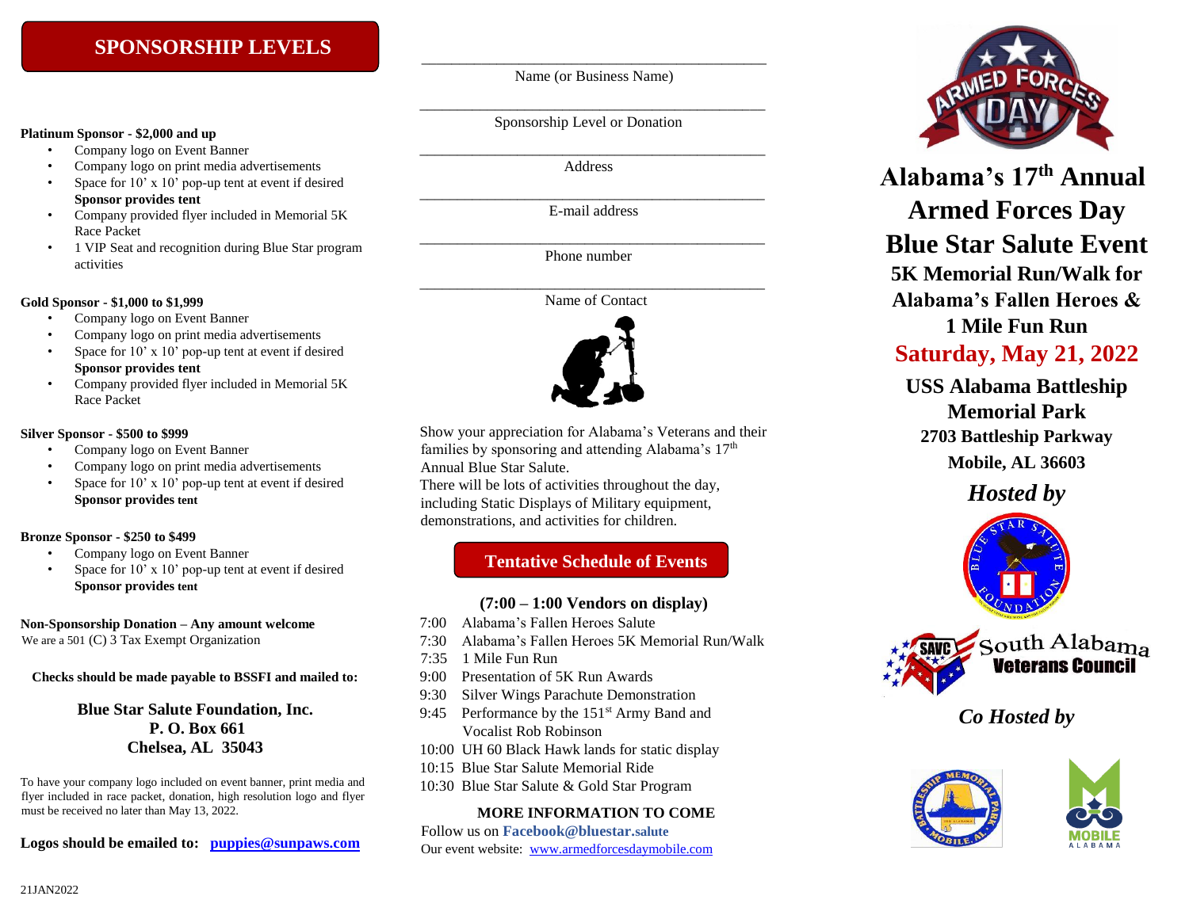## SPONSORSHIP LEVELS

**Platinum Sponsor - $2,000 and up**

- Company logo on Event Banner
- Company logo on print media advertisements
- Space for 10' x 10' pop-up tent at event if desired **Sponsor provides tent**
- Company provided flyer included in Memorial 5K Race Packet
- 1 VIP Seat and recognition during Blue Star program activities

**Gold Sponsor - $1,000 to $1,999**

- Company logo on Event Banner
- Company logo on print media advertisements
- Space for 10' x 10' pop-up tent at event if desired **Sponsor provides tent**
- Company provided flyer included in Memorial 5K Race Packet

**Silver Sponsor - $500 to $999**

- Company logo on Event Banner
- Company logo on print media advertisements
- Space for 10' x 10' pop-up tent at event if desired **Sponsor provides tent**

**Bronze Sponsor - $250 to $499**

- Company logo on Event Banner
- Space for 10' x 10' pop-up tent at event if desired **Sponsor provides tent**

**Non-Sponsorship Donation – Any amount welcome**
We are a 501 (C) 3 Tax Exempt Organization

**Checks should be made payable to BSSFI and mailed to:**

**Blue Star Salute Foundation, Inc.**
**P. O. Box 661**
**Chelsea, AL 35043**

To have your company logo included on event banner, print media and flyer included in race packet, donation, high resolution logo and flyer must be received no later than May 13, 2022.

**Logos should be emailed to: puppies@sunpaws.com**

21JAN2022

\_\_\_\_\_\_\_\_\_\_\_\_\_\_\_\_\_\_\_\_\_\_\_\_\_\_\_\_\_\_\_\_\_\_\_\_\_\_\_\_
Name (or Business Name)

\_\_\_\_\_\_\_\_\_\_\_\_\_\_\_\_\_\_\_\_\_\_\_\_\_\_\_\_\_\_\_\_\_\_\_\_\_\_\_\_
Sponsorship Level or Donation

\_\_\_\_\_\_\_\_\_\_\_\_\_\_\_\_\_\_\_\_\_\_\_\_\_\_\_\_\_\_\_\_\_\_\_\_\_\_\_\_
Address

\_\_\_\_\_\_\_\_\_\_\_\_\_\_\_\_\_\_\_\_\_\_\_\_\_\_\_\_\_\_\_\_\_\_\_\_\_\_\_\_
E-mail address

\_\_\_\_\_\_\_\_\_\_\_\_\_\_\_\_\_\_\_\_\_\_\_\_\_\_\_\_\_\_\_\_\_\_\_\_\_\_\_\_
Phone number

\_\_\_\_\_\_\_\_\_\_\_\_\_\_\_\_\_\_\_\_\_\_\_\_\_\_\_\_\_\_\_\_\_\_\_\_\_\_\_\_
Name of Contact

Show your appreciation for Alabama's Veterans and their families by sponsoring and attending Alabama's 17th Annual Blue Star Salute.
There will be lots of activities throughout the day, including Static Displays of Military equipment, demonstrations, and activities for children.

## Tentative Schedule of Events

**(7:00 – 1:00 Vendors on display)**

- 7:00 Alabama's Fallen Heroes Salute
- 7:30 Alabama's Fallen Heroes 5K Memorial Run/Walk
- 7:35 1 Mile Fun Run
- 9:00 Presentation of 5K Run Awards
- 9:30 Silver Wings Parachute Demonstration
- 9:45 Performance by the 151st Army Band and Vocalist Rob Robinson
- 10:00 UH 60 Black Hawk lands for static display
- 10:15 Blue Star Salute Memorial Ride
- 10:30 Blue Star Salute & Gold Star Program

**MORE INFORMATION TO COME**

Follow us on **Facebook@bluestar.salute**
Our event website: www.armedforcesdaymobile.com

# Alabama's 17th Annual Armed Forces Day Blue Star Salute Event

## 5K Memorial Run/Walk for Alabama's Fallen Heroes & 1 Mile Fun Run

## Saturday, May 21, 2022

**USS Alabama Battleship Memorial Park**
**2703 Battleship Parkway**
**Mobile, AL 36603**

***Hosted by***

South Alabama Veterans Council

***Co Hosted by***